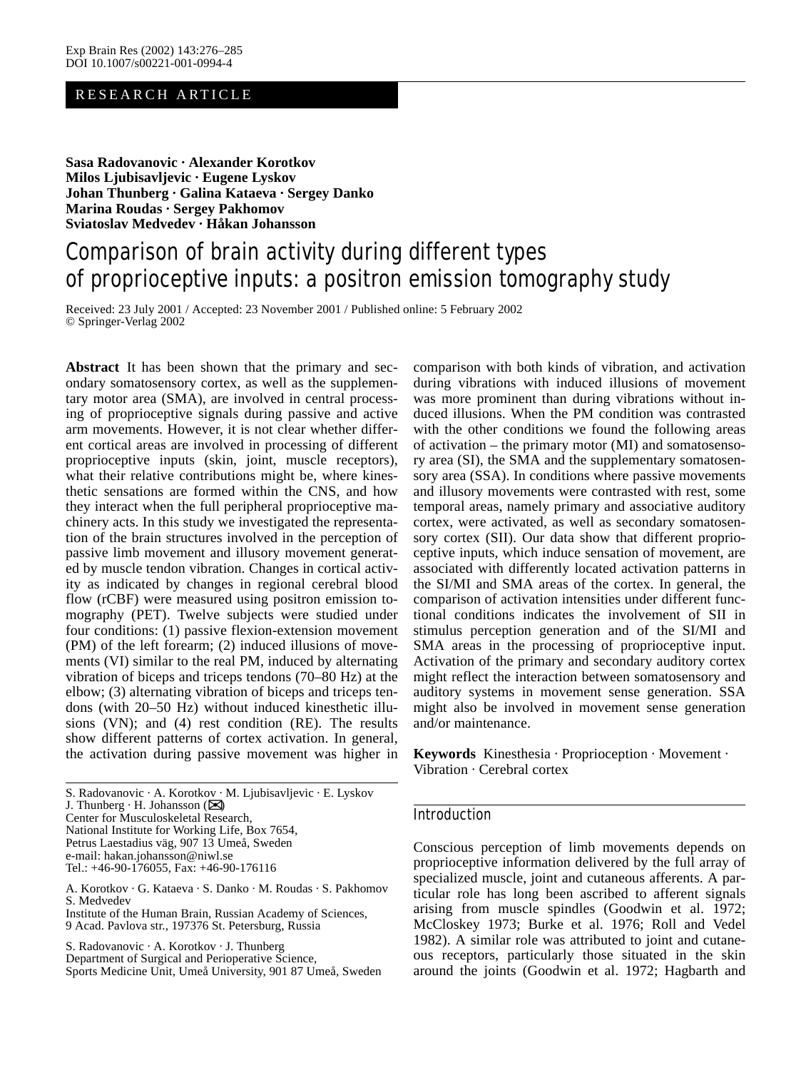RESEARCH ARTICLE

**Sasa Radovanovic · Alexander Korotkov Milos Ljubisavljevic · Eugene Lyskov Johan Thunberg · Galina Kataeva · Sergey Danko Marina Roudas · Sergey Pakhomov Sviatoslav Medvedev · Håkan Johansson**

# Comparison of brain activity during different types of proprioceptive inputs: a positron emission tomography study

Received: 23 July 2001 / Accepted: 23 November 2001 / Published online: 5 February 2002
© Springer-Verlag 2002

**Abstract** It has been shown that the primary and secondary somatosensory cortex, as well as the supplementary motor area (SMA), are involved in central processing of proprioceptive signals during passive and active arm movements. However, it is not clear whether different cortical areas are involved in processing of different proprioceptive inputs (skin, joint, muscle receptors), what their relative contributions might be, where kinesthetic sensations are formed within the CNS, and how they interact when the full peripheral proprioceptive machinery acts. In this study we investigated the representation of the brain structures involved in the perception of passive limb movement and illusory movement generated by muscle tendon vibration. Changes in cortical activity as indicated by changes in regional cerebral blood flow (rCBF) were measured using positron emission tomography (PET). Twelve subjects were studied under four conditions: (1) passive flexion-extension movement (PM) of the left forearm; (2) induced illusions of movements (VI) similar to the real PM, induced by alternating vibration of biceps and triceps tendons (70–80 Hz) at the elbow; (3) alternating vibration of biceps and triceps tendons (with 20–50 Hz) without induced kinesthetic illusions (VN); and (4) rest condition (RE). The results show different patterns of cortex activation. In general, the activation during passive movement was higher in comparison with both kinds of vibration, and activation during vibrations with induced illusions of movement was more prominent than during vibrations without induced illusions. When the PM condition was contrasted with the other conditions we found the following areas of activation – the primary motor (MI) and somatosensory area (SI), the SMA and the supplementary somatosensory area (SSA). In conditions where passive movements and illusory movements were contrasted with rest, some temporal areas, namely primary and associative auditory cortex, were activated, as well as secondary somatosensory cortex (SII). Our data show that different proprioceptive inputs, which induce sensation of movement, are associated with differently located activation patterns in the SI/MI and SMA areas of the cortex. In general, the comparison of activation intensities under different functional conditions indicates the involvement of SII in stimulus perception generation and of the SI/MI and SMA areas in the processing of proprioceptive input. Activation of the primary and secondary auditory cortex might reflect the interaction between somatosensory and auditory systems in movement sense generation. SSA might also be involved in movement sense generation and/or maintenance.

**Keywords** Kinesthesia · Proprioception · Movement · Vibration · Cerebral cortex

S. Radovanovic · A. Korotkov · M. Ljubisavljevic · E. Lyskov
J. Thunberg · H. Johansson (✉)
Center for Musculoskeletal Research,
National Institute for Working Life, Box 7654,
Petrus Laestadius väg, 907 13 Umeå, Sweden
e-mail: hakan.johansson@niwl.se
Tel.: +46-90-176055, Fax: +46-90-176116

A. Korotkov · G. Kataeva · S. Danko · M. Roudas · S. Pakhomov
S. Medvedev
Institute of the Human Brain, Russian Academy of Sciences,
9 Acad. Pavlova str., 197376 St. Petersburg, Russia

S. Radovanovic · A. Korotkov · J. Thunberg
Department of Surgical and Perioperative Science,
Sports Medicine Unit, Umeå University, 901 87 Umeå, Sweden

## Introduction

Conscious perception of limb movements depends on proprioceptive information delivered by the full array of specialized muscle, joint and cutaneous afferents. A particular role has long been ascribed to afferent signals arising from muscle spindles (Goodwin et al. 1972; McCloskey 1973; Burke et al. 1976; Roll and Vedel 1982). A similar role was attributed to joint and cutaneous receptors, particularly those situated in the skin around the joints (Goodwin et al. 1972; Hagbarth and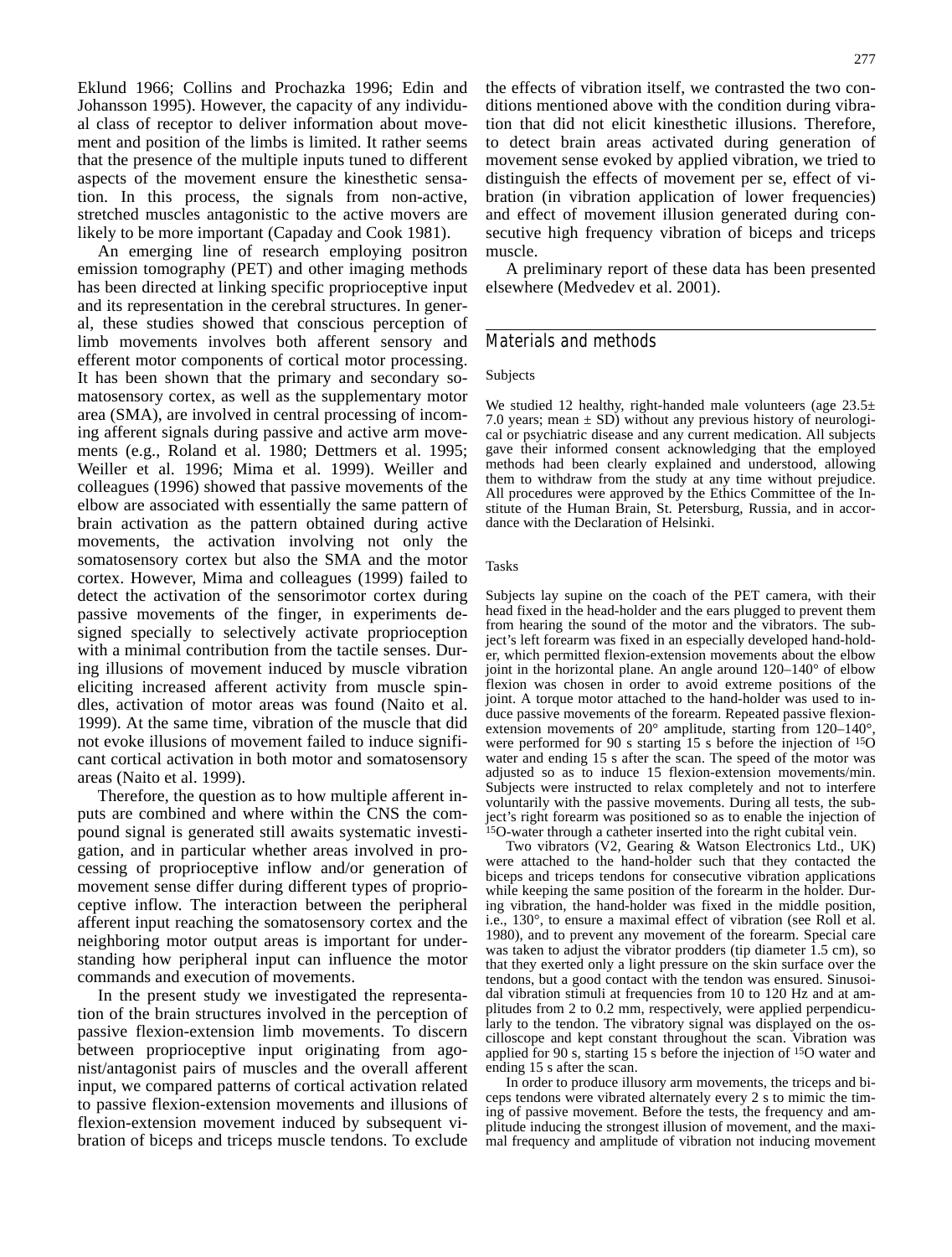Eklund 1966; Collins and Prochazka 1996; Edin and Johansson 1995). However, the capacity of any individual class of receptor to deliver information about movement and position of the limbs is limited. It rather seems that the presence of the multiple inputs tuned to different aspects of the movement ensure the kinesthetic sensation. In this process, the signals from non-active, stretched muscles antagonistic to the active movers are likely to be more important (Capaday and Cook 1981).

An emerging line of research employing positron emission tomography (PET) and other imaging methods has been directed at linking specific proprioceptive input and its representation in the cerebral structures. In general, these studies showed that conscious perception of limb movements involves both afferent sensory and efferent motor components of cortical motor processing. It has been shown that the primary and secondary somatosensory cortex, as well as the supplementary motor area (SMA), are involved in central processing of incoming afferent signals during passive and active arm movements (e.g., Roland et al. 1980; Dettmers et al. 1995; Weiller et al. 1996; Mima et al. 1999). Weiller and colleagues (1996) showed that passive movements of the elbow are associated with essentially the same pattern of brain activation as the pattern obtained during active movements, the activation involving not only the somatosensory cortex but also the SMA and the motor cortex. However, Mima and colleagues (1999) failed to detect the activation of the sensorimotor cortex during passive movements of the finger, in experiments designed specially to selectively activate proprioception with a minimal contribution from the tactile senses. During illusions of movement induced by muscle vibration eliciting increased afferent activity from muscle spindles, activation of motor areas was found (Naito et al. 1999). At the same time, vibration of the muscle that did not evoke illusions of movement failed to induce significant cortical activation in both motor and somatosensory areas (Naito et al. 1999).

Therefore, the question as to how multiple afferent inputs are combined and where within the CNS the compound signal is generated still awaits systematic investigation, and in particular whether areas involved in processing of proprioceptive inflow and/or generation of movement sense differ during different types of proprioceptive inflow. The interaction between the peripheral afferent input reaching the somatosensory cortex and the neighboring motor output areas is important for understanding how peripheral input can influence the motor commands and execution of movements.

In the present study we investigated the representation of the brain structures involved in the perception of passive flexion-extension limb movements. To discern between proprioceptive input originating from agonist/antagonist pairs of muscles and the overall afferent input, we compared patterns of cortical activation related to passive flexion-extension movements and illusions of flexion-extension movement induced by subsequent vibration of biceps and triceps muscle tendons. To exclude the effects of vibration itself, we contrasted the two conditions mentioned above with the condition during vibration that did not elicit kinesthetic illusions. Therefore, to detect brain areas activated during generation of movement sense evoked by applied vibration, we tried to distinguish the effects of movement per se, effect of vibration (in vibration application of lower frequencies) and effect of movement illusion generated during consecutive high frequency vibration of biceps and triceps muscle.

A preliminary report of these data has been presented elsewhere (Medvedev et al. 2001).

## Materials and methods

### Subjects

We studied 12 healthy, right-handed male volunteers (age 23.5± 7.0 years; mean ± SD) without any previous history of neurological or psychiatric disease and any current medication. All subjects gave their informed consent acknowledging that the employed methods had been clearly explained and understood, allowing them to withdraw from the study at any time without prejudice. All procedures were approved by the Ethics Committee of the Institute of the Human Brain, St. Petersburg, Russia, and in accordance with the Declaration of Helsinki.

### Tasks

Subjects lay supine on the coach of the PET camera, with their head fixed in the head-holder and the ears plugged to prevent them from hearing the sound of the motor and the vibrators. The subject's left forearm was fixed in an especially developed hand-holder, which permitted flexion-extension movements about the elbow joint in the horizontal plane. An angle around 120–140° of elbow flexion was chosen in order to avoid extreme positions of the joint. A torque motor attached to the hand-holder was used to induce passive movements of the forearm. Repeated passive flexion-extension movements of 20° amplitude, starting from 120–140°, were performed for 90 s starting 15 s before the injection of $^{15}O$ water and ending 15 s after the scan. The speed of the motor was adjusted so as to induce 15 flexion-extension movements/min. Subjects were instructed to relax completely and not to interfere voluntarily with the passive movements. During all tests, the subject's right forearm was positioned so as to enable the injection of $^{15}O$-water through a catheter inserted into the right cubital vein.

Two vibrators (V2, Gearing & Watson Electronics Ltd., UK) were attached to the hand-holder such that they contacted the biceps and triceps tendons for consecutive vibration applications while keeping the same position of the forearm in the holder. During vibration, the hand-holder was fixed in the middle position, i.e., 130°, to ensure a maximal effect of vibration (see Roll et al. 1980), and to prevent any movement of the forearm. Special care was taken to adjust the vibrator prodders (tip diameter 1.5 cm), so that they exerted only a light pressure on the skin surface over the tendons, but a good contact with the tendon was ensured. Sinusoidal vibration stimuli at frequencies from 10 to 120 Hz and at amplitudes from 2 to 0.2 mm, respectively, were applied perpendicularly to the tendon. The vibratory signal was displayed on the oscilloscope and kept constant throughout the scan. Vibration was applied for 90 s, starting 15 s before the injection of $^{15}O$ water and ending 15 s after the scan.

In order to produce illusory arm movements, the triceps and biceps tendons were vibrated alternately every 2 s to mimic the timing of passive movement. Before the tests, the frequency and amplitude inducing the strongest illusion of movement, and the maximal frequency and amplitude of vibration not inducing movement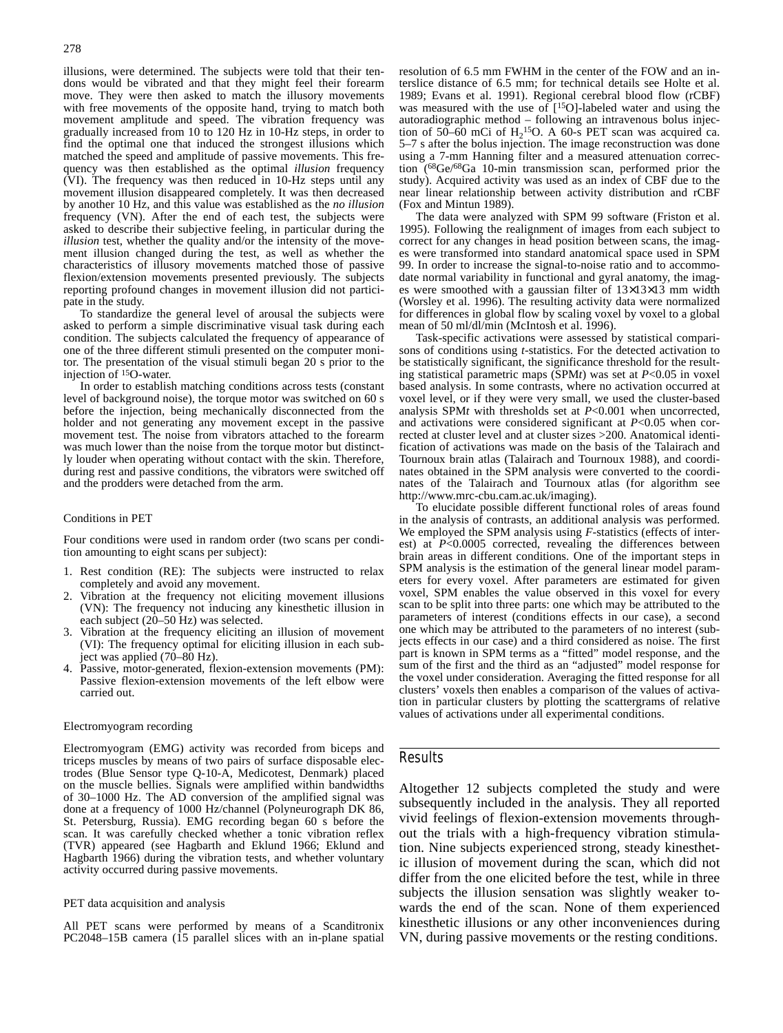illusions, were determined. The subjects were told that their tendons would be vibrated and that they might feel their forearm move. They were then asked to match the illusory movements with free movements of the opposite hand, trying to match both movement amplitude and speed. The vibration frequency was gradually increased from 10 to 120 Hz in 10-Hz steps, in order to find the optimal one that induced the strongest illusions which matched the speed and amplitude of passive movements. This frequency was then established as the optimal *illusion* frequency (VI). The frequency was then reduced in 10-Hz steps until any movement illusion disappeared completely. It was then decreased by another 10 Hz, and this value was established as the *no illusion* frequency (VN). After the end of each test, the subjects were asked to describe their subjective feeling, in particular during the *illusion* test, whether the quality and/or the intensity of the movement illusion changed during the test, as well as whether the characteristics of illusory movements matched those of passive flexion/extension movements presented previously. The subjects reporting profound changes in movement illusion did not participate in the study.

To standardize the general level of arousal the subjects were asked to perform a simple discriminative visual task during each condition. The subjects calculated the frequency of appearance of one of the three different stimuli presented on the computer monitor. The presentation of the visual stimuli began 20 s prior to the injection of $^{15}$O-water.

In order to establish matching conditions across tests (constant level of background noise), the torque motor was switched on 60 s before the injection, being mechanically disconnected from the holder and not generating any movement except in the passive movement test. The noise from vibrators attached to the forearm was much lower than the noise from the torque motor but distinctly louder when operating without contact with the skin. Therefore, during rest and passive conditions, the vibrators were switched off and the prodders were detached from the arm.

### Conditions in PET

Four conditions were used in random order (two scans per condition amounting to eight scans per subject):

1. Rest condition (RE): The subjects were instructed to relax completely and avoid any movement.
2. Vibration at the frequency not eliciting movement illusions (VN): The frequency not inducing any kinesthetic illusion in each subject (20–50 Hz) was selected.
3. Vibration at the frequency eliciting an illusion of movement (VI): The frequency optimal for eliciting illusion in each subject was applied (70–80 Hz).
4. Passive, motor-generated, flexion-extension movements (PM): Passive flexion-extension movements of the left elbow were carried out.

### Electromyogram recording

Electromyogram (EMG) activity was recorded from biceps and triceps muscles by means of two pairs of surface disposable electrodes (Blue Sensor type Q-10-A, Medicotest, Denmark) placed on the muscle bellies. Signals were amplified within bandwidths of 30–1000 Hz. The AD conversion of the amplified signal was done at a frequency of 1000 Hz/channel (Polyneurograph DK 86, St. Petersburg, Russia). EMG recording began 60 s before the scan. It was carefully checked whether a tonic vibration reflex (TVR) appeared (see Hagbarth and Eklund 1966; Eklund and Hagbarth 1966) during the vibration tests, and whether voluntary activity occurred during passive movements.

### PET data acquisition and analysis

All PET scans were performed by means of a Scanditronix PC2048–15B camera (15 parallel slices with an in-plane spatial resolution of 6.5 mm FWHM in the center of the FOW and an interslice distance of 6.5 mm; for technical details see Holte et al. 1989; Evans et al. 1991). Regional cerebral blood flow (rCBF) was measured with the use of [$^{15}$O]-labeled water and using the autoradiographic method – following an intravenous bolus injection of 50–60 mCi of $H_2{}^{15}O$. A 60-s PET scan was acquired ca. 5–7 s after the bolus injection. The image reconstruction was done using a 7-mm Hanning filter and a measured attenuation correction ($^{68}$Ge/$^{68}$Ga 10-min transmission scan, performed prior the study). Acquired activity was used as an index of CBF due to the near linear relationship between activity distribution and rCBF (Fox and Mintun 1989).

The data were analyzed with SPM 99 software (Friston et al. 1995). Following the realignment of images from each subject to correct for any changes in head position between scans, the images were transformed into standard anatomical space used in SPM 99. In order to increase the signal-to-noise ratio and to accommodate normal variability in functional and gyral anatomy, the images were smoothed with a gaussian filter of 13×13×13 mm width (Worsley et al. 1996). The resulting activity data were normalized for differences in global flow by scaling voxel by voxel to a global mean of 50 ml/dl/min (McIntosh et al. 1996).

Task-specific activations were assessed by statistical comparisons of conditions using *t*-statistics. For the detected activation to be statistically significant, the significance threshold for the resulting statistical parametric maps (SPM*t*) was set at $P<0.05$ in voxel based analysis. In some contrasts, where no activation occurred at voxel level, or if they were very small, we used the cluster-based analysis SPM*t* with thresholds set at $P<0.001$ when uncorrected, and activations were considered significant at $P<0.05$ when corrected at cluster level and at cluster sizes >200. Anatomical identification of activations was made on the basis of the Talairach and Tournoux brain atlas (Talairach and Tournoux 1988), and coordinates obtained in the SPM analysis were converted to the coordinates of the Talairach and Tournoux atlas (for algorithm see http://www.mrc-cbu.cam.ac.uk/imaging).

To elucidate possible different functional roles of areas found in the analysis of contrasts, an additional analysis was performed. We employed the SPM analysis using *F*-statistics (effects of interest) at $P<0.0005$ corrected, revealing the differences between brain areas in different conditions. One of the important steps in SPM analysis is the estimation of the general linear model parameters for every voxel. After parameters are estimated for given voxel, SPM enables the value observed in this voxel for every scan to be split into three parts: one which may be attributed to the parameters of interest (conditions effects in our case), a second one which may be attributed to the parameters of no interest (subjects effects in our case) and a third considered as noise. The first part is known in SPM terms as a "fitted" model response, and the sum of the first and the third as an "adjusted" model response for the voxel under consideration. Averaging the fitted response for all clusters' voxels then enables a comparison of the values of activation in particular clusters by plotting the scattergrams of relative values of activations under all experimental conditions.

## Results

Altogether 12 subjects completed the study and were subsequently included in the analysis. They all reported vivid feelings of flexion-extension movements throughout the trials with a high-frequency vibration stimulation. Nine subjects experienced strong, steady kinesthetic illusion of movement during the scan, which did not differ from the one elicited before the test, while in three subjects the illusion sensation was slightly weaker towards the end of the scan. None of them experienced kinesthetic illusions or any other inconveniences during VN, during passive movements or the resting conditions.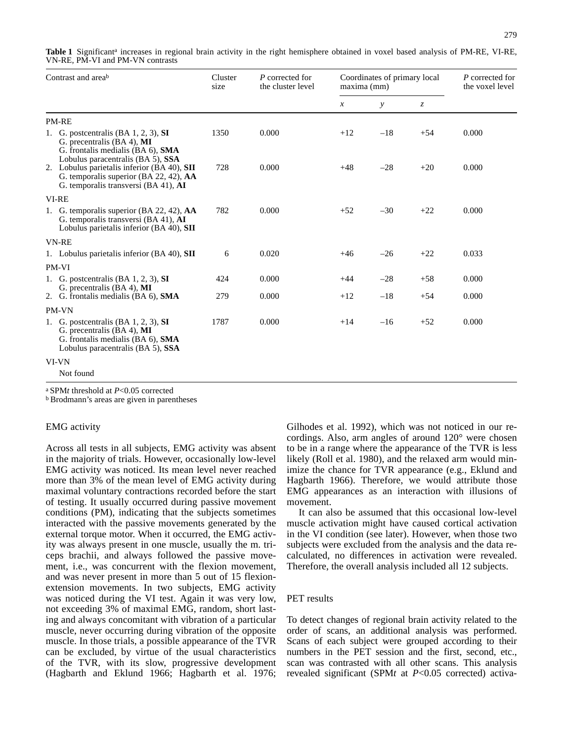**Table 1** Significant[a] increases in regional brain activity in the right hemisphere obtained in voxel based analysis of PM-RE, VI-RE, VN-RE, PM-VI and PM-VN contrasts

| Contrast and area[b] | Cluster size | *P* corrected for the cluster level | Coordinates of primary local maxima (mm) | | | *P* corrected for the voxel level |
|---|---|---|---|---|---|---|
| | | | *x* | *y* | *z* | |
| PM-RE | | | | | | |
| 1. G. postcentralis (BA 1, 2, 3), **SI** G. precentralis (BA 4), **MI** G. frontalis medialis (BA 6), **SMA** Lobulus paracentralis (BA 5), **SSA** | 1350 | 0.000 | +12 | –18 | +54 | 0.000 |
| 2. Lobulus parietalis inferior (BA 40), **SII** G. temporalis superior (BA 22, 42), **AA** G. temporalis transversi (BA 41), **AI** | 728 | 0.000 | +48 | –28 | +20 | 0.000 |
| VI-RE | | | | | | |
| 1. G. temporalis superior (BA 22, 42), **AA** G. temporalis transversi (BA 41), **AI** Lobulus parietalis inferior (BA 40), **SII** | 782 | 0.000 | +52 | –30 | +22 | 0.000 |
| VN-RE | | | | | | |
| 1. Lobulus parietalis inferior (BA 40), **SII** | 6 | 0.020 | +46 | –26 | +22 | 0.033 |
| PM-VI | | | | | | |
| 1. G. postcentralis (BA 1, 2, 3), **SI** G. precentralis (BA 4), **MI** | 424 | 0.000 | +44 | –28 | +58 | 0.000 |
| 2. G. frontalis medialis (BA 6), **SMA** | 279 | 0.000 | +12 | –18 | +54 | 0.000 |
| PM-VN | | | | | | |
| 1. G. postcentralis (BA 1, 2, 3), **SI** G. precentralis (BA 4), **MI** G. frontalis medialis (BA 6), **SMA** Lobulus paracentralis (BA 5), **SSA** | 1787 | 0.000 | +14 | –16 | +52 | 0.000 |
| VI-VN | | | | | | |
| Not found | | | | | | |

[a] SPM*t* threshold at $P<0.05$ corrected
[b] Brodmann's areas are given in parentheses

EMG activity

Across all tests in all subjects, EMG activity was absent in the majority of trials. However, occasionally low-level EMG activity was noticed. Its mean level never reached more than 3% of the mean level of EMG activity during maximal voluntary contractions recorded before the start of testing. It usually occurred during passive movement conditions (PM), indicating that the subjects sometimes interacted with the passive movements generated by the external torque motor. When it occurred, the EMG activity was always present in one muscle, usually the m. triceps brachii, and always followed the passive movement, i.e., was concurrent with the flexion movement, and was never present in more than 5 out of 15 flexion-extension movements. In two subjects, EMG activity was noticed during the VI test. Again it was very low, not exceeding 3% of maximal EMG, random, short lasting and always concomitant with vibration of a particular muscle, never occurring during vibration of the opposite muscle. In those trials, a possible appearance of the TVR can be excluded, by virtue of the usual characteristics of the TVR, with its slow, progressive development (Hagbarth and Eklund 1966; Hagbarth et al. 1976; Gilhodes et al. 1992), which was not noticed in our recordings. Also, arm angles of around 120° were chosen to be in a range where the appearance of the TVR is less likely (Roll et al. 1980), and the relaxed arm would minimize the chance for TVR appearance (e.g., Eklund and Hagbarth 1966). Therefore, we would attribute those EMG appearances as an interaction with illusions of movement.

It can also be assumed that this occasional low-level muscle activation might have caused cortical activation in the VI condition (see later). However, when those two subjects were excluded from the analysis and the data recalculated, no differences in activation were revealed. Therefore, the overall analysis included all 12 subjects.

PET results

To detect changes of regional brain activity related to the order of scans, an additional analysis was performed. Scans of each subject were grouped according to their numbers in the PET session and the first, second, etc., scan was contrasted with all other scans. This analysis revealed significant (SPM*t* at $P<0.05$ corrected) activa-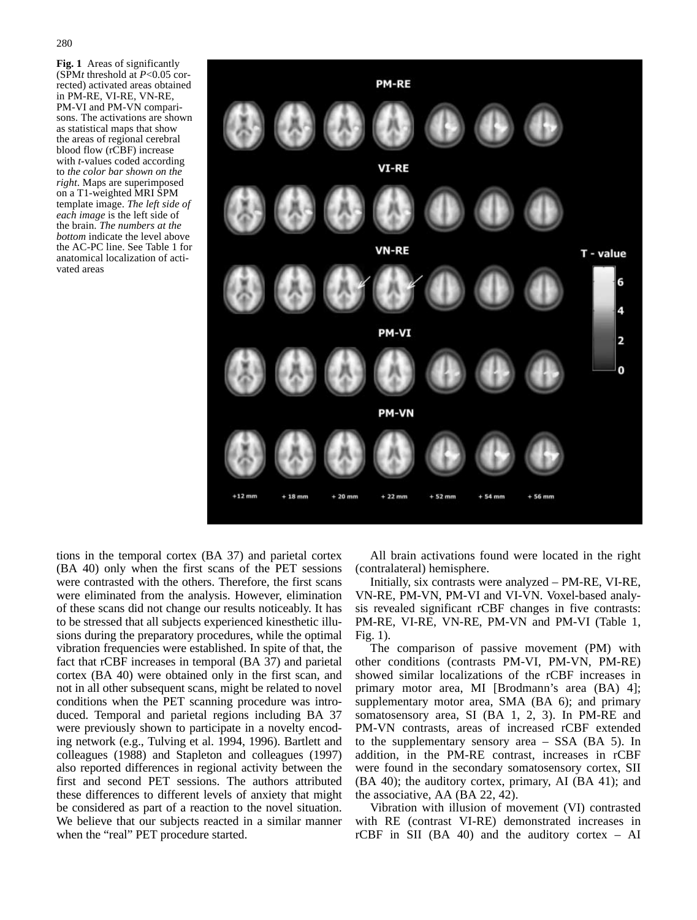**Fig. 1** Areas of significantly (SPM*t* threshold at $P<0.05$ corrected) activated areas obtained in PM-RE, VI-RE, VN-RE, PM-VI and PM-VN comparisons. The activations are shown as statistical maps that show the areas of regional cerebral blood flow (rCBF) increase with *t*-values coded according to *the color bar shown on the right*. Maps are superimposed on a T1-weighted MRI SPM template image. *The left side of each image* is the left side of the brain. *The numbers at the bottom* indicate the level above the AC-PC line. See Table 1 for anatomical localization of activated areas

tions in the temporal cortex (BA 37) and parietal cortex (BA 40) only when the first scans of the PET sessions were contrasted with the others. Therefore, the first scans were eliminated from the analysis. However, elimination of these scans did not change our results noticeably. It has to be stressed that all subjects experienced kinesthetic illusions during the preparatory procedures, while the optimal vibration frequencies were established. In spite of that, the fact that rCBF increases in temporal (BA 37) and parietal cortex (BA 40) were obtained only in the first scan, and not in all other subsequent scans, might be related to novel conditions when the PET scanning procedure was introduced. Temporal and parietal regions including BA 37 were previously shown to participate in a novelty encoding network (e.g., Tulving et al. 1994, 1996). Bartlett and colleagues (1988) and Stapleton and colleagues (1997) also reported differences in regional activity between the first and second PET sessions. The authors attributed these differences to different levels of anxiety that might be considered as part of a reaction to the novel situation. We believe that our subjects reacted in a similar manner when the "real" PET procedure started.

All brain activations found were located in the right (contralateral) hemisphere.

Initially, six contrasts were analyzed – PM-RE, VI-RE, VN-RE, PM-VN, PM-VI and VI-VN. Voxel-based analysis revealed significant rCBF changes in five contrasts: PM-RE, VI-RE, VN-RE, PM-VN and PM-VI (Table 1, Fig. 1).

The comparison of passive movement (PM) with other conditions (contrasts PM-VI, PM-VN, PM-RE) showed similar localizations of the rCBF increases in primary motor area, MI [Brodmann's area (BA) 4]; supplementary motor area, SMA (BA 6); and primary somatosensory area, SI (BA 1, 2, 3). In PM-RE and PM-VN contrasts, areas of increased rCBF extended to the supplementary sensory area – SSA (BA 5). In addition, in the PM-RE contrast, increases in rCBF were found in the secondary somatosensory cortex, SII (BA 40); the auditory cortex, primary, AI (BA 41); and the associative, AA (BA 22, 42).

Vibration with illusion of movement (VI) contrasted with RE (contrast VI-RE) demonstrated increases in rCBF in SII (BA 40) and the auditory cortex – AI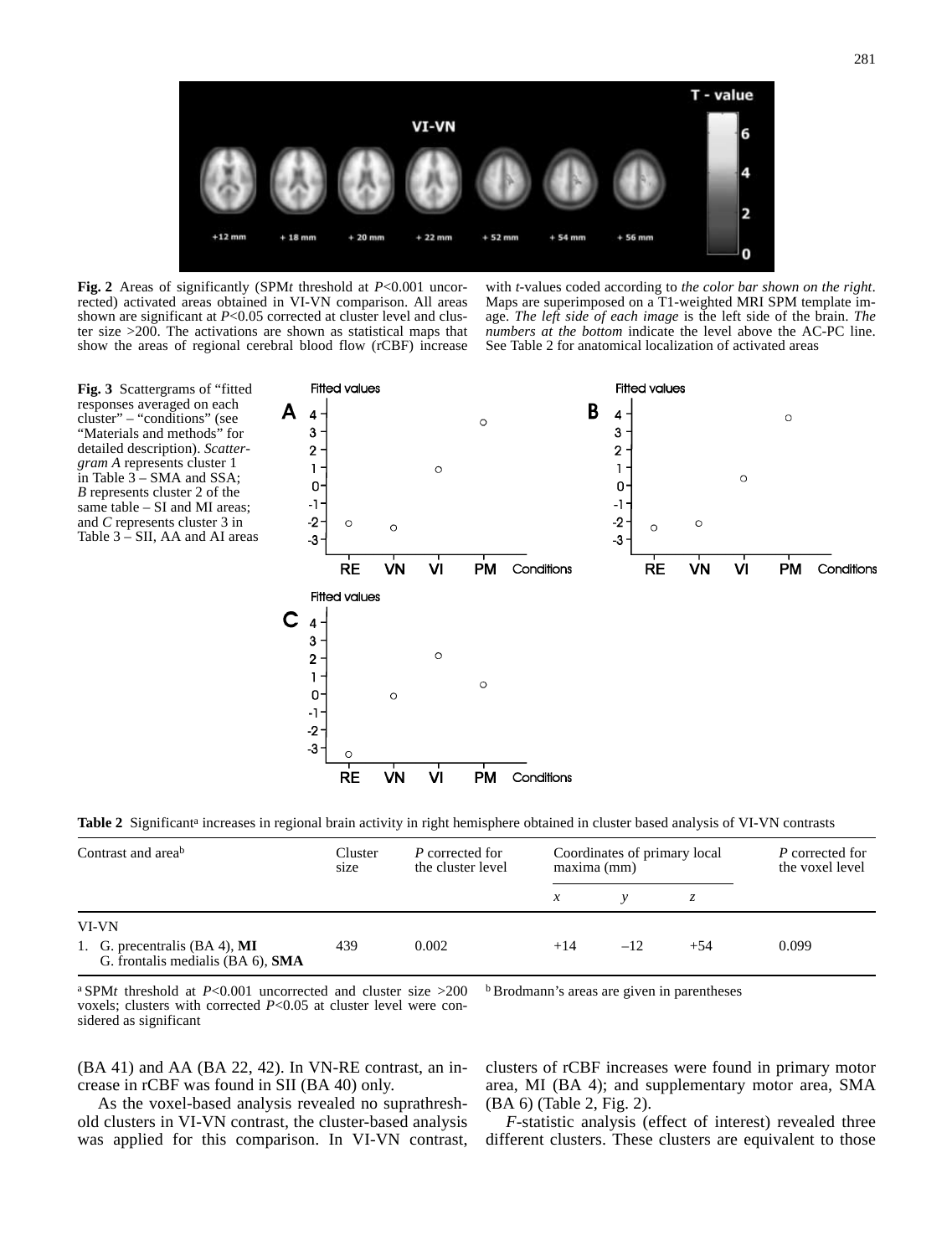**Fig. 2** Areas of significantly (SPM*t* threshold at *P*<0.001 uncorrected) activated areas obtained in VI-VN comparison. All areas shown are significant at *P*<0.05 corrected at cluster level and cluster size >200. The activations are shown as statistical maps that show the areas of regional cerebral blood flow (rCBF) increase with *t*-values coded according to *the color bar shown on the right*. Maps are superimposed on a T1-weighted MRI SPM template image. *The left side of each image* is the left side of the brain. *The numbers at the bottom* indicate the level above the AC-PC line. See Table 2 for anatomical localization of activated areas

**Fig. 3** Scattergrams of "fitted responses averaged on each cluster" – "conditions" (see "Materials and methods" for detailed description). *Scattergram A* represents cluster 1 in Table 3 – SMA and SSA; *B* represents cluster 2 of the same table – SI and MI areas; and *C* represents cluster 3 in Table 3 – SII, AA and AI areas

**Table 2** Significant[a] increases in regional brain activity in right hemisphere obtained in cluster based analysis of VI-VN contrasts

| Contrast and area[b] | Cluster size | *P* corrected for the cluster level | Coordinates of primary local maxima (mm) | | | *P* corrected for the voxel level |
|---|---|---|---|---|---|---|
| | | | *x* | *y* | *z* | |
| VI-VN | | | | | | |
| 1. G. precentralis (BA 4), **MI** G. frontalis medialis (BA 6), **SMA** | 439 | 0.002 | +14 | –12 | +54 | 0.099 |

[a] SPM*t* threshold at *P*<0.001 uncorrected and cluster size >200 voxels; clusters with corrected *P*<0.05 at cluster level were considered as significant

[b] Brodmann's areas are given in parentheses

(BA 41) and AA (BA 22, 42). In VN-RE contrast, an increase in rCBF was found in SII (BA 40) only.

As the voxel-based analysis revealed no suprathreshold clusters in VI-VN contrast, the cluster-based analysis was applied for this comparison. In VI-VN contrast, clusters of rCBF increases were found in primary motor area, MI (BA 4); and supplementary motor area, SMA (BA 6) (Table 2, Fig. 2).

*F*-statistic analysis (effect of interest) revealed three different clusters. These clusters are equivalent to those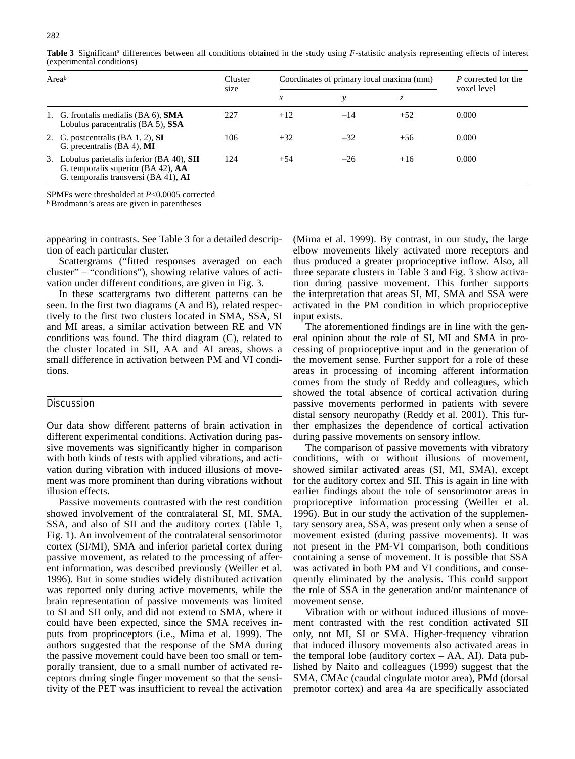**Table 3** Significant[a] differences between all conditions obtained in the study using *F*-statistic analysis representing effects of interest (experimental conditions)

| Area[b] | Cluster size | Coordinates of primary local maxima (mm) | | | P corrected for the voxel level |
|---|---|---|---|---|---|
| | | *x* | *y* | *z* | |
| 1. G. frontalis medialis (BA 6), **SMA** Lobulus paracentralis (BA 5), **SSA** | 227 | +12 | –14 | +52 | 0.000 |
| 2. G. postcentralis (BA 1, 2), **SI** G. precentralis (BA 4), **MI** | 106 | +32 | –32 | +56 | 0.000 |
| 3. Lobulus parietalis inferior (BA 40), **SII** G. temporalis superior (BA 42), **AA** G. temporalis transversi (BA 41), **AI** | 124 | +54 | –26 | +16 | 0.000 |

SPMFs were thresholded at $P<0.0005$ corrected
[b] Brodmann's areas are given in parentheses

appearing in contrasts. See Table 3 for a detailed description of each particular cluster.

Scattergrams ("fitted responses averaged on each cluster" – "conditions"), showing relative values of activation under different conditions, are given in Fig. 3.

In these scattergrams two different patterns can be seen. In the first two diagrams (A and B), related respectively to the first two clusters located in SMA, SSA, SI and MI areas, a similar activation between RE and VN conditions was found. The third diagram (C), related to the cluster located in SII, AA and AI areas, shows a small difference in activation between PM and VI conditions.

## Discussion

Our data show different patterns of brain activation in different experimental conditions. Activation during passive movements was significantly higher in comparison with both kinds of tests with applied vibrations, and activation during vibration with induced illusions of movement was more prominent than during vibrations without illusion effects.

Passive movements contrasted with the rest condition showed involvement of the contralateral SI, MI, SMA, SSA, and also of SII and the auditory cortex (Table 1, Fig. 1). An involvement of the contralateral sensorimotor cortex (SI/MI), SMA and inferior parietal cortex during passive movement, as related to the processing of afferent information, was described previously (Weiller et al. 1996). But in some studies widely distributed activation was reported only during active movements, while the brain representation of passive movements was limited to SI and SII only, and did not extend to SMA, where it could have been expected, since the SMA receives inputs from proprioceptors (i.e., Mima et al. 1999). The authors suggested that the response of the SMA during the passive movement could have been too small or temporally transient, due to a small number of activated receptors during single finger movement so that the sensitivity of the PET was insufficient to reveal the activation (Mima et al. 1999). By contrast, in our study, the large elbow movements likely activated more receptors and thus produced a greater proprioceptive inflow. Also, all three separate clusters in Table 3 and Fig. 3 show activation during passive movement. This further supports the interpretation that areas SI, MI, SMA and SSA were activated in the PM condition in which proprioceptive input exists.

The aforementioned findings are in line with the general opinion about the role of SI, MI and SMA in processing of proprioceptive input and in the generation of the movement sense. Further support for a role of these areas in processing of incoming afferent information comes from the study of Reddy and colleagues, which showed the total absence of cortical activation during passive movements performed in patients with severe distal sensory neuropathy (Reddy et al. 2001). This further emphasizes the dependence of cortical activation during passive movements on sensory inflow.

The comparison of passive movements with vibratory conditions, with or without illusions of movement, showed similar activated areas (SI, MI, SMA), except for the auditory cortex and SII. This is again in line with earlier findings about the role of sensorimotor areas in proprioceptive information processing (Weiller et al. 1996). But in our study the activation of the supplementary sensory area, SSA, was present only when a sense of movement existed (during passive movements). It was not present in the PM-VI comparison, both conditions containing a sense of movement. It is possible that SSA was activated in both PM and VI conditions, and consequently eliminated by the analysis. This could support the role of SSA in the generation and/or maintenance of movement sense.

Vibration with or without induced illusions of movement contrasted with the rest condition activated SII only, not MI, SI or SMA. Higher-frequency vibration that induced illusory movements also activated areas in the temporal lobe (auditory cortex – AA, AI). Data published by Naito and colleagues (1999) suggest that the SMA, CMAc (caudal cingulate motor area), PMd (dorsal premotor cortex) and area 4a are specifically associated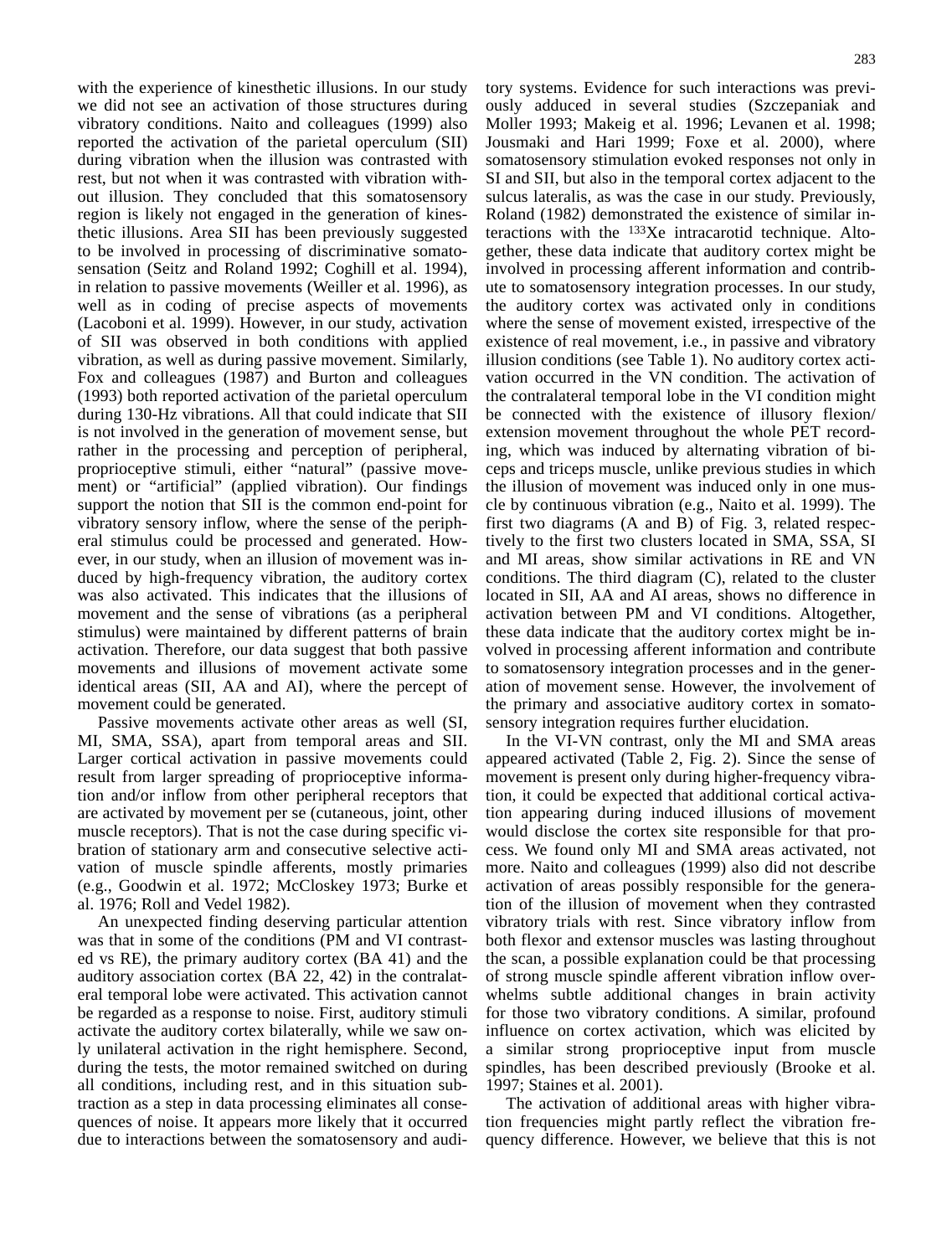with the experience of kinesthetic illusions. In our study we did not see an activation of those structures during vibratory conditions. Naito and colleagues (1999) also reported the activation of the parietal operculum (SII) during vibration when the illusion was contrasted with rest, but not when it was contrasted with vibration without illusion. They concluded that this somatosensory region is likely not engaged in the generation of kinesthetic illusions. Area SII has been previously suggested to be involved in processing of discriminative somatosensation (Seitz and Roland 1992; Coghill et al. 1994), in relation to passive movements (Weiller et al. 1996), as well as in coding of precise aspects of movements (Lacoboni et al. 1999). However, in our study, activation of SII was observed in both conditions with applied vibration, as well as during passive movement. Similarly, Fox and colleagues (1987) and Burton and colleagues (1993) both reported activation of the parietal operculum during 130-Hz vibrations. All that could indicate that SII is not involved in the generation of movement sense, but rather in the processing and perception of peripheral, proprioceptive stimuli, either "natural" (passive movement) or "artificial" (applied vibration). Our findings support the notion that SII is the common end-point for vibratory sensory inflow, where the sense of the peripheral stimulus could be processed and generated. However, in our study, when an illusion of movement was induced by high-frequency vibration, the auditory cortex was also activated. This indicates that the illusions of movement and the sense of vibrations (as a peripheral stimulus) were maintained by different patterns of brain activation. Therefore, our data suggest that both passive movements and illusions of movement activate some identical areas (SII, AA and AI), where the percept of movement could be generated.

Passive movements activate other areas as well (SI, MI, SMA, SSA), apart from temporal areas and SII. Larger cortical activation in passive movements could result from larger spreading of proprioceptive information and/or inflow from other peripheral receptors that are activated by movement per se (cutaneous, joint, other muscle receptors). That is not the case during specific vibration of stationary arm and consecutive selective activation of muscle spindle afferents, mostly primaries (e.g., Goodwin et al. 1972; McCloskey 1973; Burke et al. 1976; Roll and Vedel 1982).

An unexpected finding deserving particular attention was that in some of the conditions (PM and VI contrasted vs RE), the primary auditory cortex (BA 41) and the auditory association cortex (BA 22, 42) in the contralateral temporal lobe were activated. This activation cannot be regarded as a response to noise. First, auditory stimuli activate the auditory cortex bilaterally, while we saw only unilateral activation in the right hemisphere. Second, during the tests, the motor remained switched on during all conditions, including rest, and in this situation subtraction as a step in data processing eliminates all consequences of noise. It appears more likely that it occurred due to interactions between the somatosensory and auditory systems. Evidence for such interactions was previously adduced in several studies (Szczepaniak and Moller 1993; Makeig et al. 1996; Levanen et al. 1998; Jousmaki and Hari 1999; Foxe et al. 2000), where somatosensory stimulation evoked responses not only in SI and SII, but also in the temporal cortex adjacent to the sulcus lateralis, as was the case in our study. Previously, Roland (1982) demonstrated the existence of similar interactions with the $^{133}$Xe intracarotid technique. Altogether, these data indicate that auditory cortex might be involved in processing afferent information and contribute to somatosensory integration processes. In our study, the auditory cortex was activated only in conditions where the sense of movement existed, irrespective of the existence of real movement, i.e., in passive and vibratory illusion conditions (see Table 1). No auditory cortex activation occurred in the VN condition. The activation of the contralateral temporal lobe in the VI condition might be connected with the existence of illusory flexion/extension movement throughout the whole PET recording, which was induced by alternating vibration of biceps and triceps muscle, unlike previous studies in which the illusion of movement was induced only in one muscle by continuous vibration (e.g., Naito et al. 1999). The first two diagrams (A and B) of Fig. 3, related respectively to the first two clusters located in SMA, SSA, SI and MI areas, show similar activations in RE and VN conditions. The third diagram (C), related to the cluster located in SII, AA and AI areas, shows no difference in activation between PM and VI conditions. Altogether, these data indicate that the auditory cortex might be involved in processing afferent information and contribute to somatosensory integration processes and in the generation of movement sense. However, the involvement of the primary and associative auditory cortex in somatosensory integration requires further elucidation.

In the VI-VN contrast, only the MI and SMA areas appeared activated (Table 2, Fig. 2). Since the sense of movement is present only during higher-frequency vibration, it could be expected that additional cortical activation appearing during induced illusions of movement would disclose the cortex site responsible for that process. We found only MI and SMA areas activated, not more. Naito and colleagues (1999) also did not describe activation of areas possibly responsible for the generation of the illusion of movement when they contrasted vibratory trials with rest. Since vibratory inflow from both flexor and extensor muscles was lasting throughout the scan, a possible explanation could be that processing of strong muscle spindle afferent vibration inflow overwhelms subtle additional changes in brain activity for those two vibratory conditions. A similar, profound influence on cortex activation, which was elicited by a similar strong proprioceptive input from muscle spindles, has been described previously (Brooke et al. 1997; Staines et al. 2001).

The activation of additional areas with higher vibration frequencies might partly reflect the vibration frequency difference. However, we believe that this is not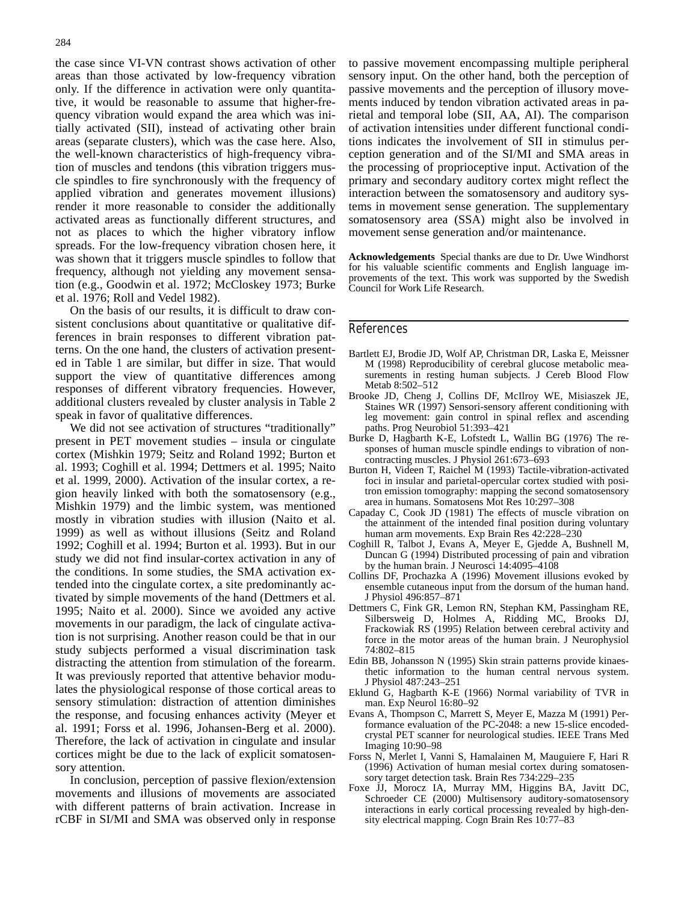the case since VI-VN contrast shows activation of other areas than those activated by low-frequency vibration only. If the difference in activation were only quantitative, it would be reasonable to assume that higher-frequency vibration would expand the area which was initially activated (SII), instead of activating other brain areas (separate clusters), which was the case here. Also, the well-known characteristics of high-frequency vibration of muscles and tendons (this vibration triggers muscle spindles to fire synchronously with the frequency of applied vibration and generates movement illusions) render it more reasonable to consider the additionally activated areas as functionally different structures, and not as places to which the higher vibratory inflow spreads. For the low-frequency vibration chosen here, it was shown that it triggers muscle spindles to follow that frequency, although not yielding any movement sensation (e.g., Goodwin et al. 1972; McCloskey 1973; Burke et al. 1976; Roll and Vedel 1982).

On the basis of our results, it is difficult to draw consistent conclusions about quantitative or qualitative differences in brain responses to different vibration patterns. On the one hand, the clusters of activation presented in Table 1 are similar, but differ in size. That would support the view of quantitative differences among responses of different vibratory frequencies. However, additional clusters revealed by cluster analysis in Table 2 speak in favor of qualitative differences.

We did not see activation of structures "traditionally" present in PET movement studies – insula or cingulate cortex (Mishkin 1979; Seitz and Roland 1992; Burton et al. 1993; Coghill et al. 1994; Dettmers et al. 1995; Naito et al. 1999, 2000). Activation of the insular cortex, a region heavily linked with both the somatosensory (e.g., Mishkin 1979) and the limbic system, was mentioned mostly in vibration studies with illusion (Naito et al. 1999) as well as without illusions (Seitz and Roland 1992; Coghill et al. 1994; Burton et al. 1993). But in our study we did not find insular-cortex activation in any of the conditions. In some studies, the SMA activation extended into the cingulate cortex, a site predominantly activated by simple movements of the hand (Dettmers et al. 1995; Naito et al. 2000). Since we avoided any active movements in our paradigm, the lack of cingulate activation is not surprising. Another reason could be that in our study subjects performed a visual discrimination task distracting the attention from stimulation of the forearm. It was previously reported that attentive behavior modulates the physiological response of those cortical areas to sensory stimulation: distraction of attention diminishes the response, and focusing enhances activity (Meyer et al. 1991; Forss et al. 1996, Johansen-Berg et al. 2000). Therefore, the lack of activation in cingulate and insular cortices might be due to the lack of explicit somatosensory attention.

In conclusion, perception of passive flexion/extension movements and illusions of movements are associated with different patterns of brain activation. Increase in rCBF in SI/MI and SMA was observed only in response to passive movement encompassing multiple peripheral sensory input. On the other hand, both the perception of passive movements and the perception of illusory movements induced by tendon vibration activated areas in parietal and temporal lobe (SII, AA, AI). The comparison of activation intensities under different functional conditions indicates the involvement of SII in stimulus perception generation and of the SI/MI and SMA areas in the processing of proprioceptive input. Activation of the primary and secondary auditory cortex might reflect the interaction between the somatosensory and auditory systems in movement sense generation. The supplementary somatosensory area (SSA) might also be involved in movement sense generation and/or maintenance.

**Acknowledgements** Special thanks are due to Dr. Uwe Windhorst for his valuable scientific comments and English language improvements of the text. This work was supported by the Swedish Council for Work Life Research.

## References

Bartlett EJ, Brodie JD, Wolf AP, Christman DR, Laska E, Meissner M (1998) Reproducibility of cerebral glucose metabolic measurements in resting human subjects. J Cereb Blood Flow Metab 8:502–512

Brooke JD, Cheng J, Collins DF, McIlroy WE, Misiaszek JE, Staines WR (1997) Sensori-sensory afferent conditioning with leg movement: gain control in spinal reflex and ascending paths. Prog Neurobiol 51:393–421

Burke D, Hagbarth K-E, Lofstedt L, Wallin BG (1976) The responses of human muscle spindle endings to vibration of non-contracting muscles. J Physiol 261:673–693

Burton H, Videen T, Raichel M (1993) Tactile-vibration-activated foci in insular and parietal-opercular cortex studied with positron emission tomography: mapping the second somatosensory area in humans. Somatosens Mot Res 10:297–308

Capaday C, Cook JD (1981) The effects of muscle vibration on the attainment of the intended final position during voluntary human arm movements. Exp Brain Res 42:228–230

Coghill R, Talbot J, Evans A, Meyer E, Gjedde A, Bushnell M, Duncan G (1994) Distributed processing of pain and vibration by the human brain. J Neurosci 14:4095–4108

Collins DF, Prochazka A (1996) Movement illusions evoked by ensemble cutaneous input from the dorsum of the human hand. J Physiol 496:857–871

Dettmers C, Fink GR, Lemon RN, Stephan KM, Passingham RE, Silbersweig D, Holmes A, Ridding MC, Brooks DJ, Frackowiak RS (1995) Relation between cerebral activity and force in the motor areas of the human brain. J Neurophysiol 74:802–815

Edin BB, Johansson N (1995) Skin strain patterns provide kinaesthetic information to the human central nervous system. J Physiol 487:243–251

Eklund G, Hagbarth K-E (1966) Normal variability of TVR in man. Exp Neurol 16:80–92

Evans A, Thompson C, Marrett S, Meyer E, Mazza M (1991) Performance evaluation of the PC-2048: a new 15-slice encoded-crystal PET scanner for neurological studies. IEEE Trans Med Imaging 10:90–98

Forss N, Merlet I, Vanni S, Hamalainen M, Mauguiere F, Hari R (1996) Activation of human mesial cortex during somatosensory target detection task. Brain Res 734:229–235

Foxe JJ, Morocz IA, Murray MM, Higgins BA, Javitt DC, Schroeder CE (2000) Multisensory auditory-somatosensory interactions in early cortical processing revealed by high-density electrical mapping. Cogn Brain Res 10:77–83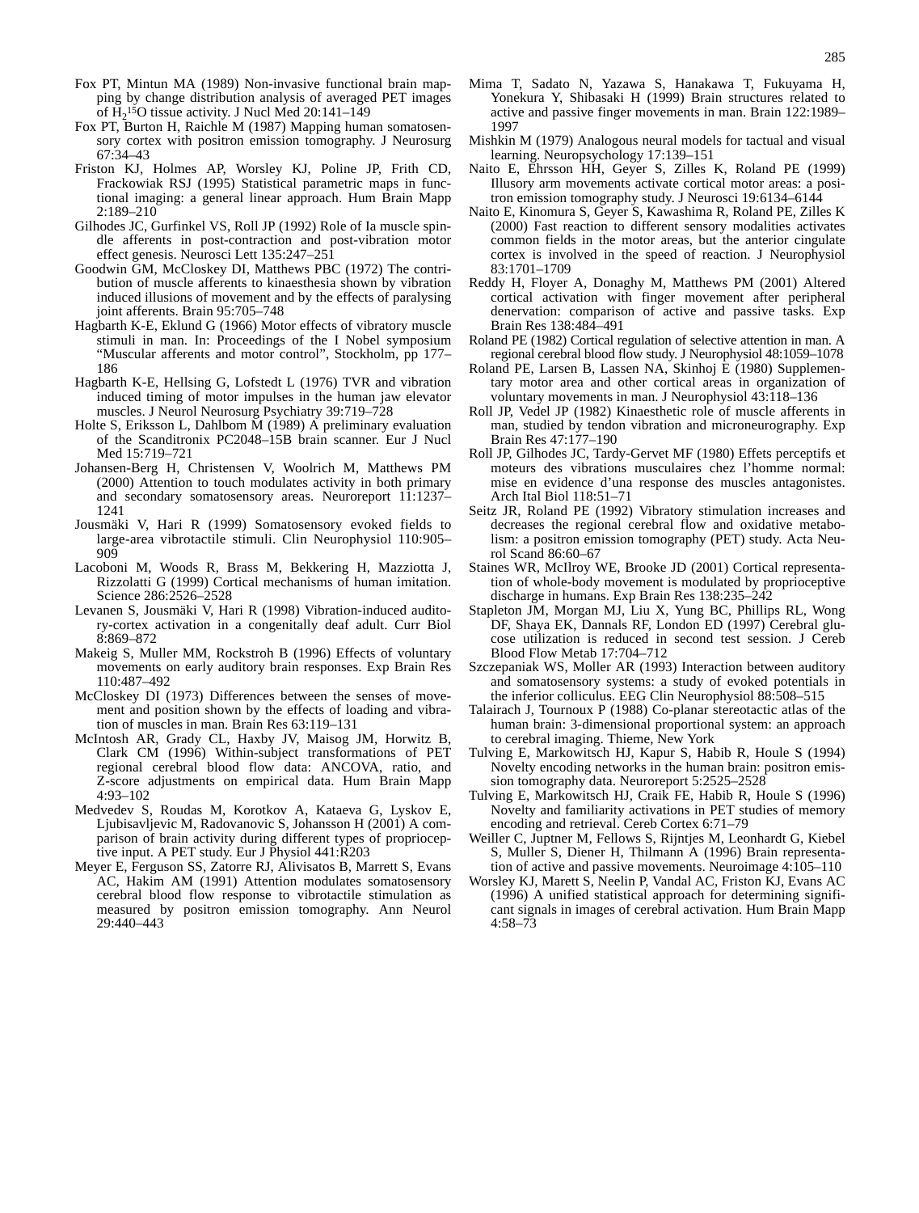Fox PT, Mintun MA (1989) Non-invasive functional brain mapping by change distribution analysis of averaged PET images of $H_2{}^{15}O$ tissue activity. J Nucl Med 20:141–149

Fox PT, Burton H, Raichle M (1987) Mapping human somatosensory cortex with positron emission tomography. J Neurosurg 67:34–43

Friston KJ, Holmes AP, Worsley KJ, Poline JP, Frith CD, Frackowiak RSJ (1995) Statistical parametric maps in functional imaging: a general linear approach. Hum Brain Mapp 2:189–210

Gilhodes JC, Gurfinkel VS, Roll JP (1992) Role of Ia muscle spindle afferents in post-contraction and post-vibration motor effect genesis. Neurosci Lett 135:247–251

Goodwin GM, McCloskey DI, Matthews PBC (1972) The contribution of muscle afferents to kinaesthesia shown by vibration induced illusions of movement and by the effects of paralysing joint afferents. Brain 95:705–748

Hagbarth K-E, Eklund G (1966) Motor effects of vibratory muscle stimuli in man. In: Proceedings of the I Nobel symposium "Muscular afferents and motor control", Stockholm, pp 177–186

Hagbarth K-E, Hellsing G, Lofstedt L (1976) TVR and vibration induced timing of motor impulses in the human jaw elevator muscles. J Neurol Neurosurg Psychiatry 39:719–728

Holte S, Eriksson L, Dahlbom M (1989) A preliminary evaluation of the Scanditronix PC2048–15B brain scanner. Eur J Nucl Med 15:719–721

Johansen-Berg H, Christensen V, Woolrich M, Matthews PM (2000) Attention to touch modulates activity in both primary and secondary somatosensory areas. Neuroreport 11:1237–1241

Jousmäki V, Hari R (1999) Somatosensory evoked fields to large-area vibrotactile stimuli. Clin Neurophysiol 110:905–909

Lacoboni M, Woods R, Brass M, Bekkering H, Mazziotta J, Rizzolatti G (1999) Cortical mechanisms of human imitation. Science 286:2526–2528

Levanen S, Jousmäki V, Hari R (1998) Vibration-induced auditory-cortex activation in a congenitally deaf adult. Curr Biol 8:869–872

Makeig S, Muller MM, Rockstroh B (1996) Effects of voluntary movements on early auditory brain responses. Exp Brain Res 110:487–492

McCloskey DI (1973) Differences between the senses of movement and position shown by the effects of loading and vibration of muscles in man. Brain Res 63:119–131

McIntosh AR, Grady CL, Haxby JV, Maisog JM, Horwitz B, Clark CM (1996) Within-subject transformations of PET regional cerebral blood flow data: ANCOVA, ratio, and Z-score adjustments on empirical data. Hum Brain Mapp 4:93–102

Medvedev S, Roudas M, Korotkov A, Kataeva G, Lyskov E, Ljubisavljevic M, Radovanovic S, Johansson H (2001) A comparison of brain activity during different types of proprioceptive input. A PET study. Eur J Physiol 441:R203

Meyer E, Ferguson SS, Zatorre RJ, Alivisatos B, Marrett S, Evans AC, Hakim AM (1991) Attention modulates somatosensory cerebral blood flow response to vibrotactile stimulation as measured by positron emission tomography. Ann Neurol 29:440–443

Mima T, Sadato N, Yazawa S, Hanakawa T, Fukuyama H, Yonekura Y, Shibasaki H (1999) Brain structures related to active and passive finger movements in man. Brain 122:1989–1997

Mishkin M (1979) Analogous neural models for tactual and visual learning. Neuropsychology 17:139–151

Naito E, Ehrsson HH, Geyer S, Zilles K, Roland PE (1999) Illusory arm movements activate cortical motor areas: a positron emission tomography study. J Neurosci 19:6134–6144

Naito E, Kinomura S, Geyer S, Kawashima R, Roland PE, Zilles K (2000) Fast reaction to different sensory modalities activates common fields in the motor areas, but the anterior cingulate cortex is involved in the speed of reaction. J Neurophysiol 83:1701–1709

Reddy H, Floyer A, Donaghy M, Matthews PM (2001) Altered cortical activation with finger movement after peripheral denervation: comparison of active and passive tasks. Exp Brain Res 138:484–491

Roland PE (1982) Cortical regulation of selective attention in man. A regional cerebral blood flow study. J Neurophysiol 48:1059–1078

Roland PE, Larsen B, Lassen NA, Skinhoj E (1980) Supplementary motor area and other cortical areas in organization of voluntary movements in man. J Neurophysiol 43:118–136

Roll JP, Vedel JP (1982) Kinaesthetic role of muscle afferents in man, studied by tendon vibration and microneurography. Exp Brain Res 47:177–190

Roll JP, Gilhodes JC, Tardy-Gervet MF (1980) Effets perceptifs et moteurs des vibrations musculaires chez l'homme normal: mise en evidence d'una response des muscles antagonistes. Arch Ital Biol 118:51–71

Seitz JR, Roland PE (1992) Vibratory stimulation increases and decreases the regional cerebral flow and oxidative metabolism: a positron emission tomography (PET) study. Acta Neurol Scand 86:60–67

Staines WR, McIlroy WE, Brooke JD (2001) Cortical representation of whole-body movement is modulated by proprioceptive discharge in humans. Exp Brain Res 138:235–242

Stapleton JM, Morgan MJ, Liu X, Yung BC, Phillips RL, Wong DF, Shaya EK, Dannals RF, London ED (1997) Cerebral glucose utilization is reduced in second test session. J Cereb Blood Flow Metab 17:704–712

Szczepaniak WS, Moller AR (1993) Interaction between auditory and somatosensory systems: a study of evoked potentials in the inferior colliculus. EEG Clin Neurophysiol 88:508–515

Talairach J, Tournoux P (1988) Co-planar stereotactic atlas of the human brain: 3-dimensional proportional system: an approach to cerebral imaging. Thieme, New York

Tulving E, Markowitsch HJ, Kapur S, Habib R, Houle S (1994) Novelty encoding networks in the human brain: positron emission tomography data. Neuroreport 5:2525–2528

Tulving E, Markowitsch HJ, Craik FE, Habib R, Houle S (1996) Novelty and familiarity activations in PET studies of memory encoding and retrieval. Cereb Cortex 6:71–79

Weiller C, Juptner M, Fellows S, Rijntjes M, Leonhardt G, Kiebel S, Muller S, Diener H, Thilmann A (1996) Brain representation of active and passive movements. Neuroimage 4:105–110

Worsley KJ, Marett S, Neelin P, Vandal AC, Friston KJ, Evans AC (1996) A unified statistical approach for determining significant signals in images of cerebral activation. Hum Brain Mapp 4:58–73